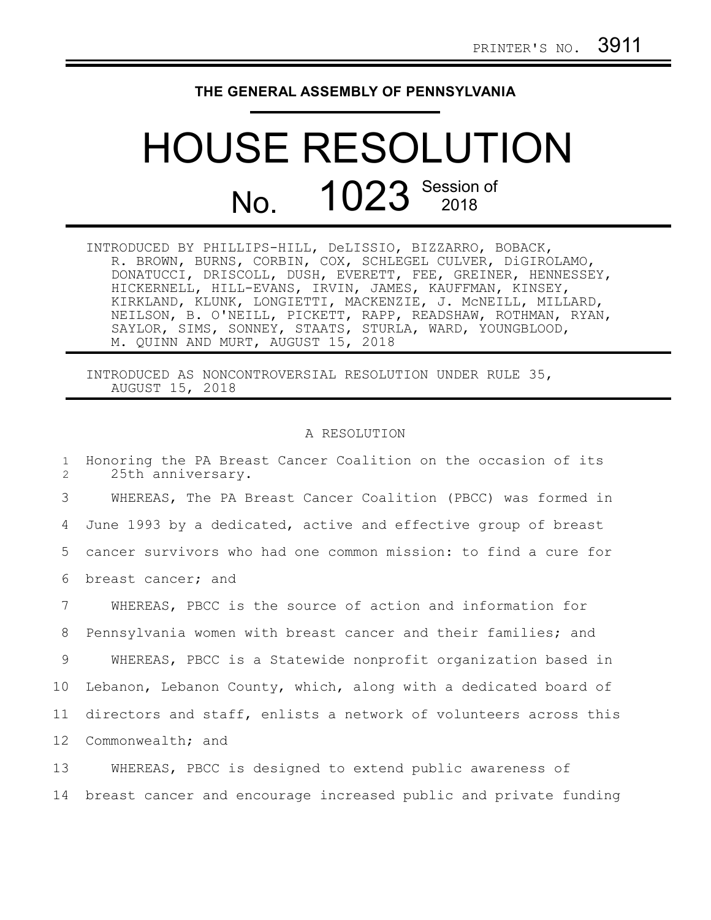PRINTER'S NO. 3911

# THE GENERAL ASSEMBLY OF PENNSYLVANIA

# HOUSE RESOLUTION

## No. 1023 Session of 2018

INTRODUCED BY PHILLIPS-HILL, DeLISSIO, BIZZARRO, BOBACK, R. BROWN, BURNS, CORBIN, COX, SCHLEGEL CULVER, DiGIROLAMO, DONATUCCI, DRISCOLL, DUSH, EVERETT, FEE, GREINER, HENNESSEY, HICKERNELL, HILL-EVANS, IRVIN, JAMES, KAUFFMAN, KINSEY, KIRKLAND, KLUNK, LONGIETTI, MACKENZIE, J. McNEILL, MILLARD, NEILSON, B. O'NEILL, PICKETT, RAPP, READSHAW, ROTHMAN, RYAN, SAYLOR, SIMS, SONNEY, STAATS, STURLA, WARD, YOUNGBLOOD, M. QUINN AND MURT, AUGUST 15, 2018

INTRODUCED AS NONCONTROVERSIAL RESOLUTION UNDER RULE 35, AUGUST 15, 2018

A RESOLUTION

Honoring the PA Breast Cancer Coalition on the occasion of its 25th anniversary.

WHEREAS, The PA Breast Cancer Coalition (PBCC) was formed in June 1993 by a dedicated, active and effective group of breast cancer survivors who had one common mission: to find a cure for breast cancer; and

WHEREAS, PBCC is the source of action and information for Pennsylvania women with breast cancer and their families; and

WHEREAS, PBCC is a Statewide nonprofit organization based in Lebanon, Lebanon County, which, along with a dedicated board of directors and staff, enlists a network of volunteers across this Commonwealth; and

WHEREAS, PBCC is designed to extend public awareness of breast cancer and encourage increased public and private funding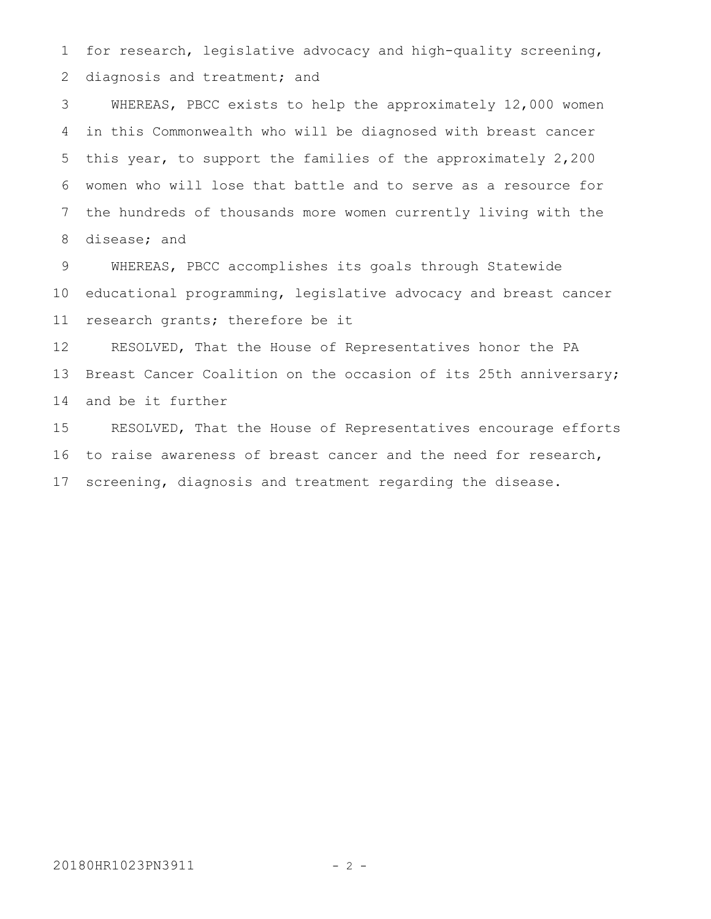for research, legislative advocacy and high-quality screening, diagnosis and treatment; and

WHEREAS, PBCC exists to help the approximately 12,000 women in this Commonwealth who will be diagnosed with breast cancer this year, to support the families of the approximately 2,200 women who will lose that battle and to serve as a resource for the hundreds of thousands more women currently living with the disease; and

WHEREAS, PBCC accomplishes its goals through Statewide educational programming, legislative advocacy and breast cancer research grants; therefore be it

RESOLVED, That the House of Representatives honor the PA Breast Cancer Coalition on the occasion of its 25th anniversary; and be it further

RESOLVED, That the House of Representatives encourage efforts to raise awareness of breast cancer and the need for research, screening, diagnosis and treatment regarding the disease.